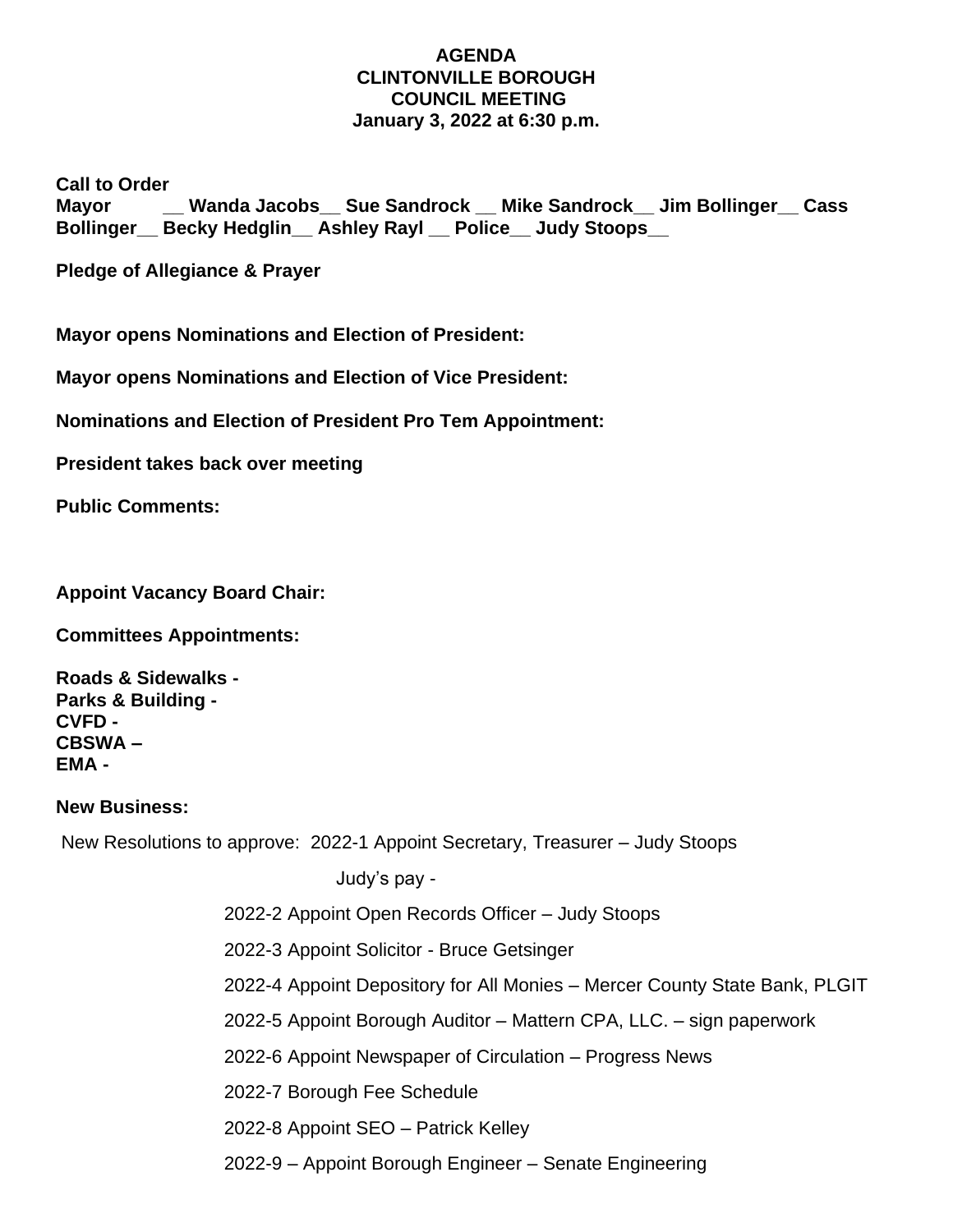**AGENDA**
**CLINTONVILLE BOROUGH**
**COUNCIL MEETING**
**January 3, 2022 at 6:30 p.m.**

**Call to Order**
**Mayor __ Wanda Jacobs__ Sue Sandrock __ Mike Sandrock__ Jim Bollinger__ Cass Bollinger__ Becky Hedglin__ Ashley Rayl __ Police__ Judy Stoops__**

**Pledge of Allegiance & Prayer**

**Mayor opens Nominations and Election of President:**

**Mayor opens Nominations and Election of Vice President:**

**Nominations and Election of President Pro Tem Appointment:**

**President takes back over meeting**

**Public Comments:**

**Appoint Vacancy Board Chair:**

**Committees Appointments:**

**Roads & Sidewalks -**
**Parks & Building -**
**CVFD -**
**CBSWA –**
**EMA -**

**New Business:**

New Resolutions to approve: 2022-1 Appoint Secretary, Treasurer – Judy Stoops

Judy's pay -

2022-2 Appoint Open Records Officer – Judy Stoops

2022-3 Appoint Solicitor - Bruce Getsinger

2022-4 Appoint Depository for All Monies – Mercer County State Bank, PLGIT

2022-5 Appoint Borough Auditor – Mattern CPA, LLC. – sign paperwork

2022-6 Appoint Newspaper of Circulation – Progress News

2022-7 Borough Fee Schedule

2022-8 Appoint SEO – Patrick Kelley

2022-9 – Appoint Borough Engineer – Senate Engineering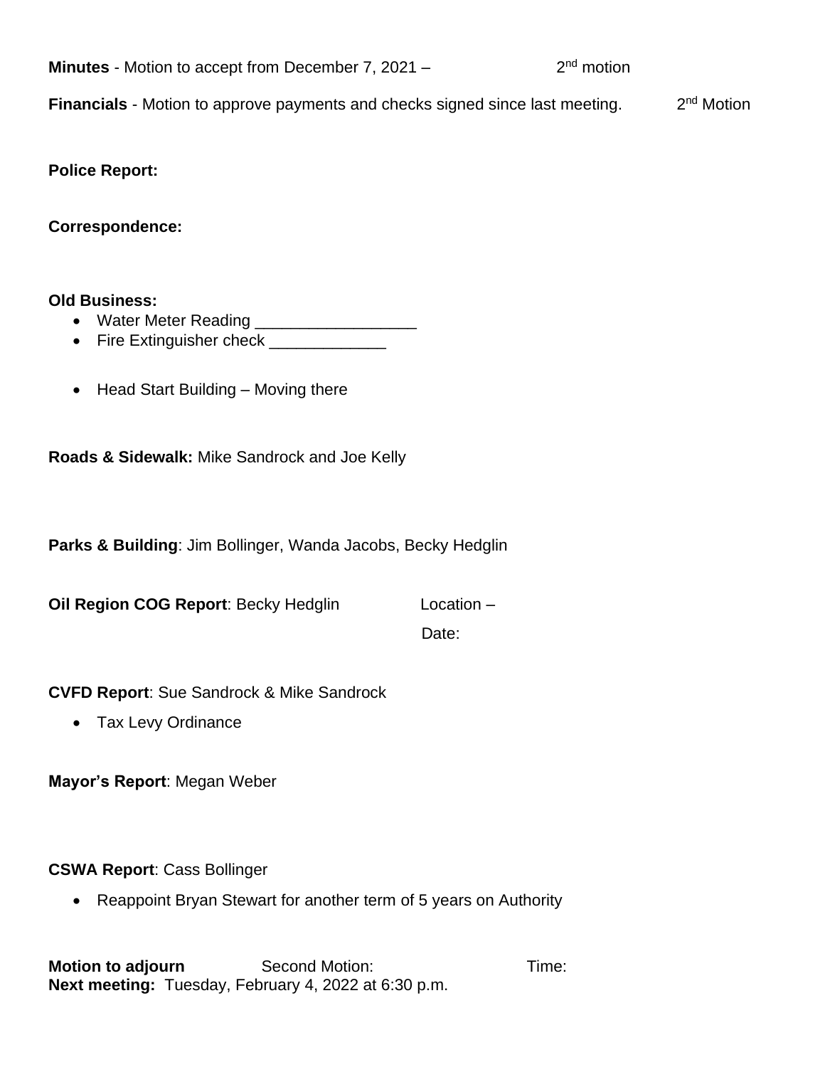**Minutes** - Motion to accept from December 7, 2021 – 2nd motion

**Financials** - Motion to approve payments and checks signed since last meeting. 2nd Motion

**Police Report:**

**Correspondence:**

**Old Business:**

- Water Meter Reading ___________________
- Fire Extinguisher check _____________
- Head Start Building – Moving there

**Roads & Sidewalk:** Mike Sandrock and Joe Kelly

**Parks & Building**: Jim Bollinger, Wanda Jacobs, Becky Hedglin

**Oil Region COG Report**: Becky Hedglin Location –

Date:

**CVFD Report**: Sue Sandrock & Mike Sandrock

- Tax Levy Ordinance

**Mayor's Report**: Megan Weber

**CSWA Report**: Cass Bollinger

- Reappoint Bryan Stewart for another term of 5 years on Authority

**Motion to adjourn** Second Motion: Time:
**Next meeting:** Tuesday, February 4, 2022 at 6:30 p.m.